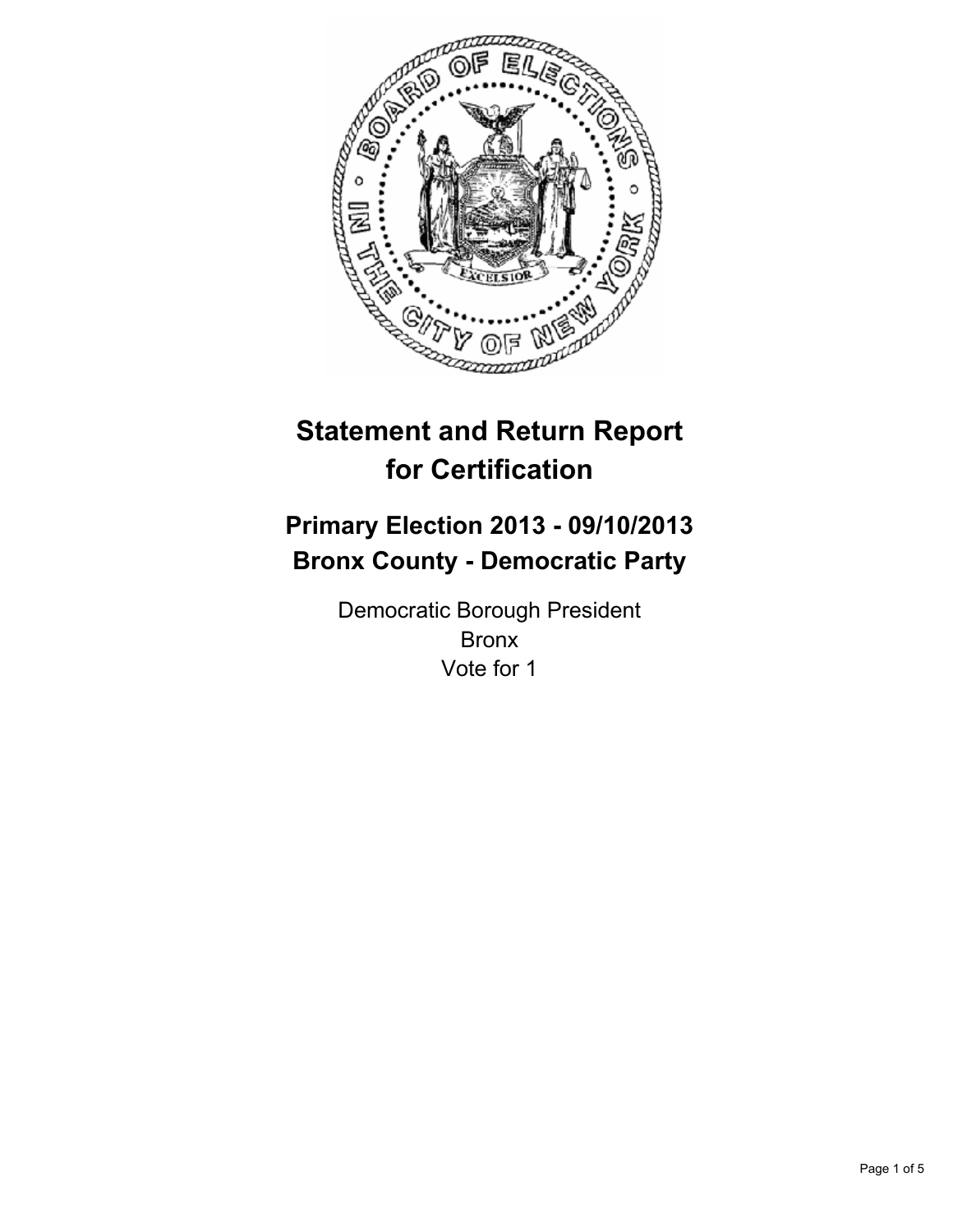# Statement and Return Report for Certification

## Primary Election 2013 - 09/10/2013
## Bronx County - Democratic Party

Democratic Borough President
Bronx
Vote for 1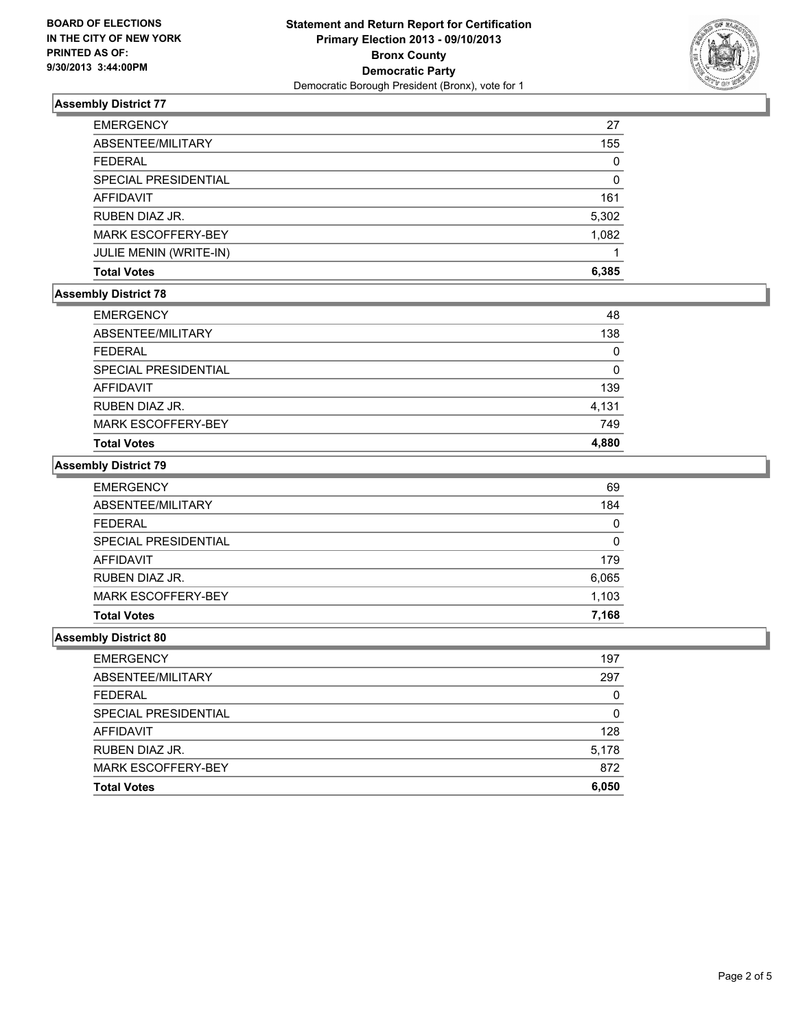BOARD OF ELECTIONS
IN THE CITY OF NEW YORK
PRINTED AS OF:
9/30/2013 3:44:00PM

**Statement and Return Report for Certification**
**Primary Election 2013 - 09/10/2013**
**Bronx County**
**Democratic Party**
Democratic Borough President (Bronx), vote for 1

### Assembly District 77

| | |
|---|---|
| EMERGENCY | 27 |
| ABSENTEE/MILITARY | 155 |
| FEDERAL | 0 |
| SPECIAL PRESIDENTIAL | 0 |
| AFFIDAVIT | 161 |
| RUBEN DIAZ JR. | 5,302 |
| MARK ESCOFFERY-BEY | 1,082 |
| JULIE MENIN (WRITE-IN) | 1 |
| **Total Votes** | **6,385** |

### Assembly District 78

| | |
|---|---|
| EMERGENCY | 48 |
| ABSENTEE/MILITARY | 138 |
| FEDERAL | 0 |
| SPECIAL PRESIDENTIAL | 0 |
| AFFIDAVIT | 139 |
| RUBEN DIAZ JR. | 4,131 |
| MARK ESCOFFERY-BEY | 749 |
| **Total Votes** | **4,880** |

### Assembly District 79

| | |
|---|---|
| EMERGENCY | 69 |
| ABSENTEE/MILITARY | 184 |
| FEDERAL | 0 |
| SPECIAL PRESIDENTIAL | 0 |
| AFFIDAVIT | 179 |
| RUBEN DIAZ JR. | 6,065 |
| MARK ESCOFFERY-BEY | 1,103 |
| **Total Votes** | **7,168** |

### Assembly District 80

| | |
|---|---|
| EMERGENCY | 197 |
| ABSENTEE/MILITARY | 297 |
| FEDERAL | 0 |
| SPECIAL PRESIDENTIAL | 0 |
| AFFIDAVIT | 128 |
| RUBEN DIAZ JR. | 5,178 |
| MARK ESCOFFERY-BEY | 872 |
| **Total Votes** | **6,050** |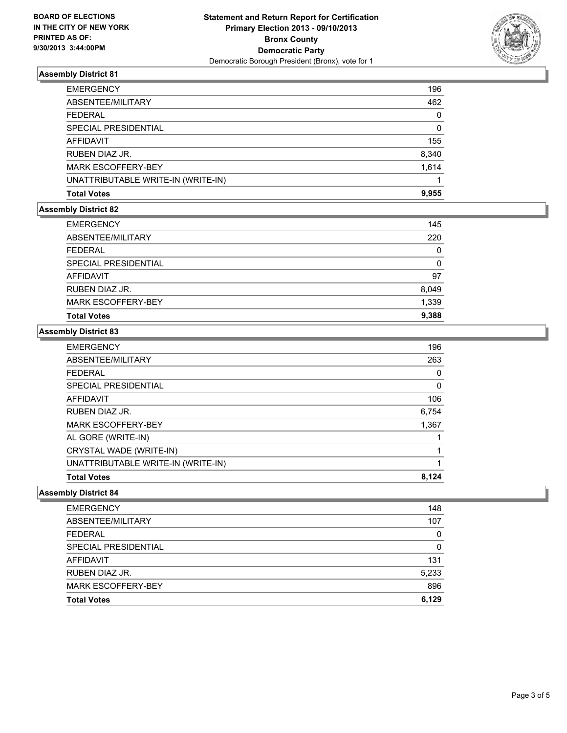**BOARD OF ELECTIONS IN THE CITY OF NEW YORK PRINTED AS OF: 9/30/2013 3:44:00PM**

**Statement and Return Report for Certification**
**Primary Election 2013 - 09/10/2013**
**Bronx County**
**Democratic Party**
Democratic Borough President (Bronx), vote for 1

### Assembly District 81

| | |
|---|---|
| EMERGENCY | 196 |
| ABSENTEE/MILITARY | 462 |
| FEDERAL | 0 |
| SPECIAL PRESIDENTIAL | 0 |
| AFFIDAVIT | 155 |
| RUBEN DIAZ JR. | 8,340 |
| MARK ESCOFFERY-BEY | 1,614 |
| UNATTRIBUTABLE WRITE-IN (WRITE-IN) | 1 |
| **Total Votes** | **9,955** |

### Assembly District 82

| | |
|---|---|
| EMERGENCY | 145 |
| ABSENTEE/MILITARY | 220 |
| FEDERAL | 0 |
| SPECIAL PRESIDENTIAL | 0 |
| AFFIDAVIT | 97 |
| RUBEN DIAZ JR. | 8,049 |
| MARK ESCOFFERY-BEY | 1,339 |
| **Total Votes** | **9,388** |

### Assembly District 83

| | |
|---|---|
| EMERGENCY | 196 |
| ABSENTEE/MILITARY | 263 |
| FEDERAL | 0 |
| SPECIAL PRESIDENTIAL | 0 |
| AFFIDAVIT | 106 |
| RUBEN DIAZ JR. | 6,754 |
| MARK ESCOFFERY-BEY | 1,367 |
| AL GORE (WRITE-IN) | 1 |
| CRYSTAL WADE (WRITE-IN) | 1 |
| UNATTRIBUTABLE WRITE-IN (WRITE-IN) | 1 |
| **Total Votes** | **8,124** |

### Assembly District 84

| | |
|---|---|
| EMERGENCY | 148 |
| ABSENTEE/MILITARY | 107 |
| FEDERAL | 0 |
| SPECIAL PRESIDENTIAL | 0 |
| AFFIDAVIT | 131 |
| RUBEN DIAZ JR. | 5,233 |
| MARK ESCOFFERY-BEY | 896 |
| **Total Votes** | **6,129** |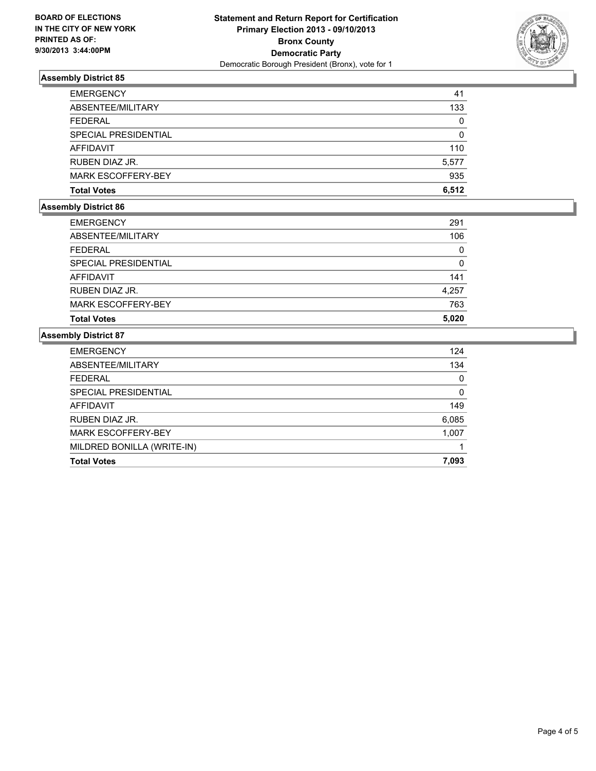**BOARD OF ELECTIONS**
**IN THE CITY OF NEW YORK**
**PRINTED AS OF:**
**9/30/2013 3:44:00PM**

**Statement and Return Report for Certification**
**Primary Election 2013 - 09/10/2013**
**Bronx County**
**Democratic Party**
Democratic Borough President (Bronx), vote for 1

### Assembly District 85

| | |
|---|---|
| EMERGENCY | 41 |
| ABSENTEE/MILITARY | 133 |
| FEDERAL | 0 |
| SPECIAL PRESIDENTIAL | 0 |
| AFFIDAVIT | 110 |
| RUBEN DIAZ JR. | 5,577 |
| MARK ESCOFFERY-BEY | 935 |
| **Total Votes** | **6,512** |

### Assembly District 86

| | |
|---|---|
| EMERGENCY | 291 |
| ABSENTEE/MILITARY | 106 |
| FEDERAL | 0 |
| SPECIAL PRESIDENTIAL | 0 |
| AFFIDAVIT | 141 |
| RUBEN DIAZ JR. | 4,257 |
| MARK ESCOFFERY-BEY | 763 |
| **Total Votes** | **5,020** |

### Assembly District 87

| | |
|---|---|
| EMERGENCY | 124 |
| ABSENTEE/MILITARY | 134 |
| FEDERAL | 0 |
| SPECIAL PRESIDENTIAL | 0 |
| AFFIDAVIT | 149 |
| RUBEN DIAZ JR. | 6,085 |
| MARK ESCOFFERY-BEY | 1,007 |
| MILDRED BONILLA (WRITE-IN) | 1 |
| **Total Votes** | **7,093** |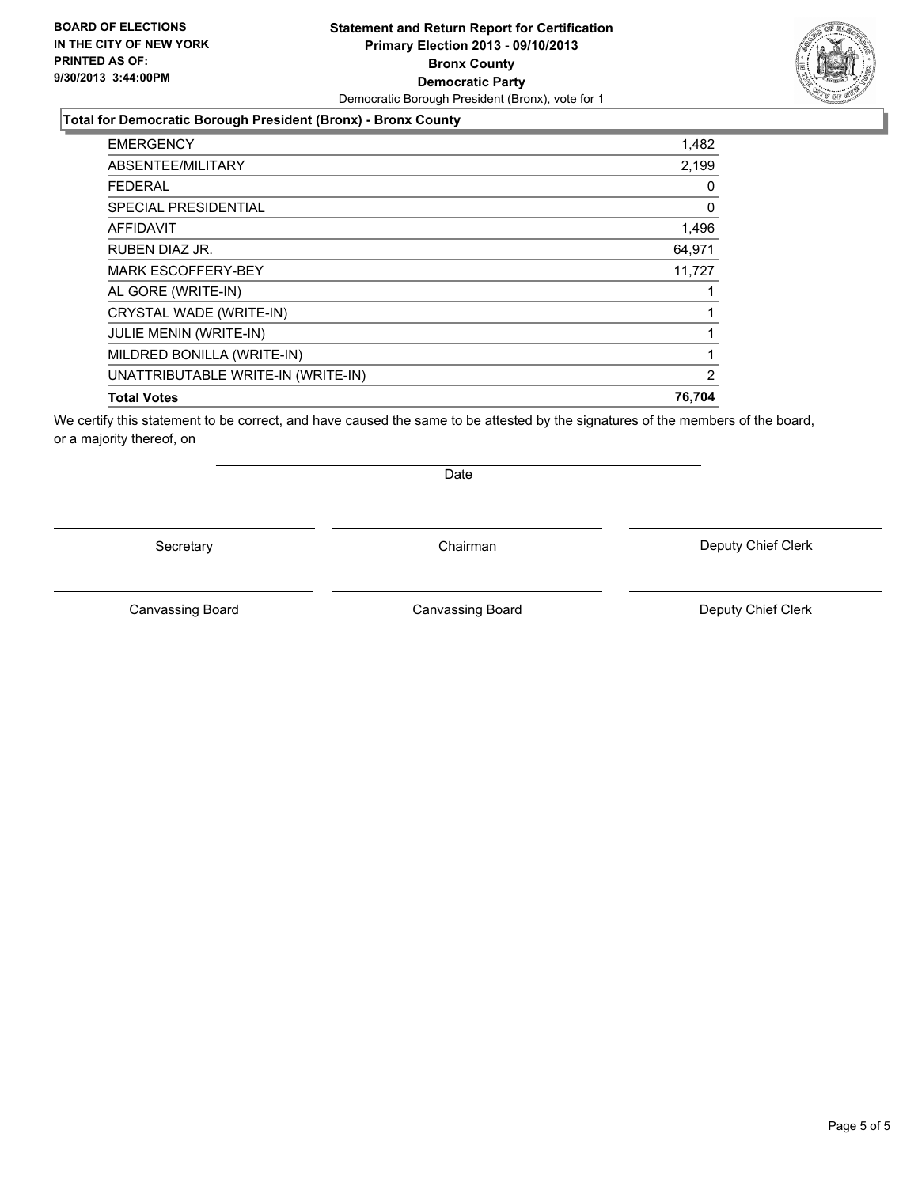**BOARD OF ELECTIONS IN THE CITY OF NEW YORK PRINTED AS OF: 9/30/2013 3:44:00PM**

**Statement and Return Report for Certification**
**Primary Election 2013 - 09/10/2013**
**Bronx County**
**Democratic Party**
Democratic Borough President (Bronx), vote for 1

**Total for Democratic Borough President (Bronx) - Bronx County**

| | |
|---|---|
| EMERGENCY | 1,482 |
| ABSENTEE/MILITARY | 2,199 |
| FEDERAL | 0 |
| SPECIAL PRESIDENTIAL | 0 |
| AFFIDAVIT | 1,496 |
| RUBEN DIAZ JR. | 64,971 |
| MARK ESCOFFERY-BEY | 11,727 |
| AL GORE (WRITE-IN) | 1 |
| CRYSTAL WADE (WRITE-IN) | 1 |
| JULIE MENIN (WRITE-IN) | 1 |
| MILDRED BONILLA (WRITE-IN) | 1 |
| UNATTRIBUTABLE WRITE-IN (WRITE-IN) | 2 |
| **Total Votes** | **76,704** |

We certify this statement to be correct, and have caused the same to be attested by the signatures of the members of the board, or a majority thereof, on

Date

Secretary | Chairman | Deputy Chief Clerk

Canvassing Board | Canvassing Board | Deputy Chief Clerk